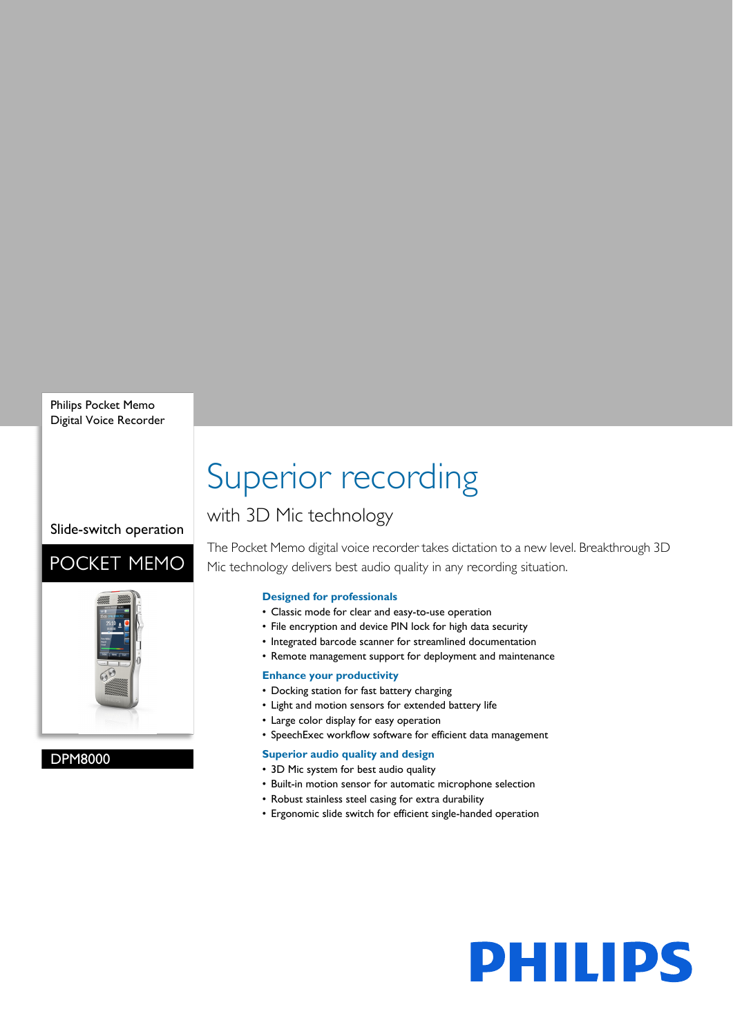Philips Pocket Memo
Digital Voice Recorder

Slide-switch operation

POCKET MEMO

DPM8000

# Superior recording

## with 3D Mic technology

The Pocket Memo digital voice recorder takes dictation to a new level. Breakthrough 3D Mic technology delivers best audio quality in any recording situation.

### Designed for professionals

- Classic mode for clear and easy-to-use operation
- File encryption and device PIN lock for high data security
- Integrated barcode scanner for streamlined documentation
- Remote management support for deployment and maintenance

### Enhance your productivity

- Docking station for fast battery charging
- Light and motion sensors for extended battery life
- Large color display for easy operation
- SpeechExec workflow software for efficient data management

### Superior audio quality and design

- 3D Mic system for best audio quality
- Built-in motion sensor for automatic microphone selection
- Robust stainless steel casing for extra durability
- Ergonomic slide switch for efficient single-handed operation

PHILIPS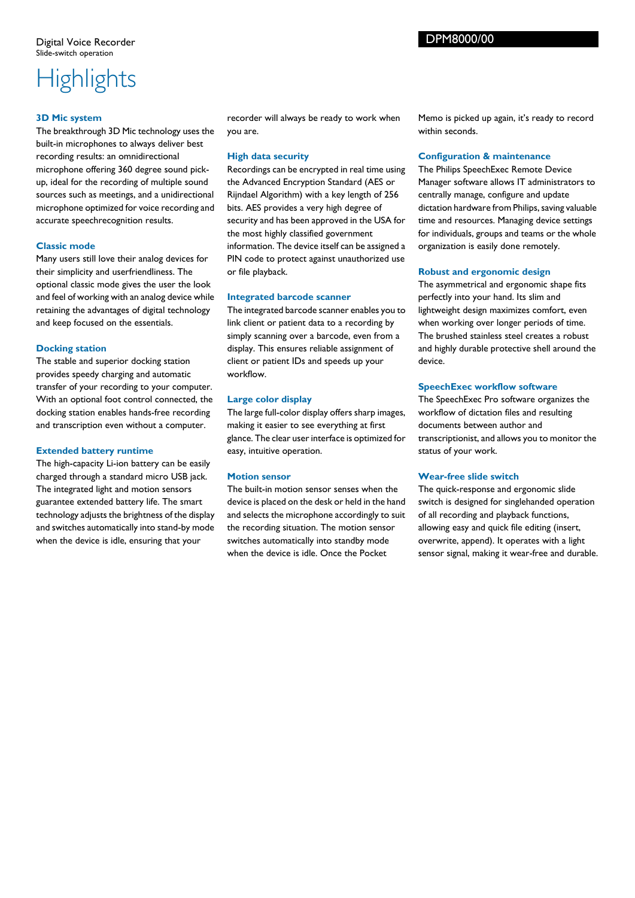Digital Voice Recorder
Slide-switch operation

DPM8000/00

# Highlights

### 3D Mic system

The breakthrough 3D Mic technology uses the built-in microphones to always deliver best recording results: an omnidirectional microphone offering 360 degree sound pick-up, ideal for the recording of multiple sound sources such as meetings, and a unidirectional microphone optimized for voice recording and accurate speechrecognition results.

### Classic mode

Many users still love their analog devices for their simplicity and userfriendliness. The optional classic mode gives the user the look and feel of working with an analog device while retaining the advantages of digital technology and keep focused on the essentials.

### Docking station

The stable and superior docking station provides speedy charging and automatic transfer of your recording to your computer. With an optional foot control connected, the docking station enables hands-free recording and transcription even without a computer.

### Extended battery runtime

The high-capacity Li-ion battery can be easily charged through a standard micro USB jack. The integrated light and motion sensors guarantee extended battery life. The smart technology adjusts the brightness of the display and switches automatically into stand-by mode when the device is idle, ensuring that your recorder will always be ready to work when you are.

### High data security

Recordings can be encrypted in real time using the Advanced Encryption Standard (AES or Rijndael Algorithm) with a key length of 256 bits. AES provides a very high degree of security and has been approved in the USA for the most highly classified government information. The device itself can be assigned a PIN code to protect against unauthorized use or file playback.

### Integrated barcode scanner

The integrated barcode scanner enables you to link client or patient data to a recording by simply scanning over a barcode, even from a display. This ensures reliable assignment of client or patient IDs and speeds up your workflow.

### Large color display

The large full-color display offers sharp images, making it easier to see everything at first glance. The clear user interface is optimized for easy, intuitive operation.

### Motion sensor

The built-in motion sensor senses when the device is placed on the desk or held in the hand and selects the microphone accordingly to suit the recording situation. The motion sensor switches automatically into standby mode when the device is idle. Once the Pocket Memo is picked up again, it's ready to record within seconds.

### Configuration & maintenance

The Philips SpeechExec Remote Device Manager software allows IT administrators to centrally manage, configure and update dictation hardware from Philips, saving valuable time and resources. Managing device settings for individuals, groups and teams or the whole organization is easily done remotely.

### Robust and ergonomic design

The asymmetrical and ergonomic shape fits perfectly into your hand. Its slim and lightweight design maximizes comfort, even when working over longer periods of time. The brushed stainless steel creates a robust and highly durable protective shell around the device.

### SpeechExec workflow software

The SpeechExec Pro software organizes the workflow of dictation files and resulting documents between author and transcriptionist, and allows you to monitor the status of your work.

### Wear-free slide switch

The quick-response and ergonomic slide switch is designed for singlehanded operation of all recording and playback functions, allowing easy and quick file editing (insert, overwrite, append). It operates with a light sensor signal, making it wear-free and durable.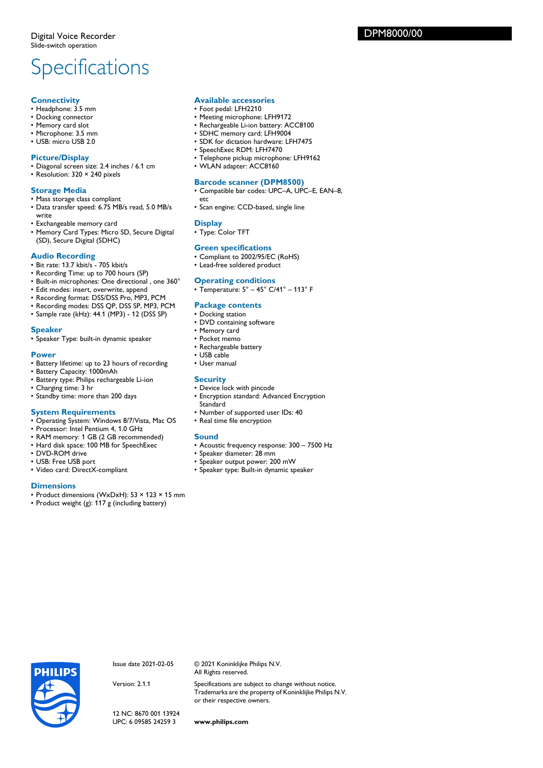Digital Voice Recorder
Slide-switch operation

DPM8000/00

# Specifications

### Connectivity

- Headphone: 3.5 mm
- Docking connector
- Memory card slot
- Microphone: 3.5 mm
- USB: micro USB 2.0

### Picture/Display

- Diagonal screen size: 2.4 inches / 6.1 cm
- Resolution: 320 × 240 pixels

### Storage Media

- Mass storage class compliant
- Data transfer speed: 6.75 MB/s read, 5.0 MB/s write
- Exchangeable memory card
- Memory Card Types: Micro SD, Secure Digital (SD), Secure Digital (SDHC)

### Audio Recording

- Bit rate: 13.7 kbit/s - 705 kbit/s
- Recording Time: up to 700 hours (SP)
- Built-in microphones: One directional , one 360°
- Edit modes: insert, overwrite, append
- Recording format: DSS/DSS Pro, MP3, PCM
- Recording modes: DSS QP, DSS SP, MP3, PCM
- Sample rate (kHz): 44.1 (MP3) - 12 (DSS SP)

### Speaker

- Speaker Type: built-in dynamic speaker

### Power

- Battery lifetime: up to 23 hours of recording
- Battery Capacity: 1000mAh
- Battery type: Philips rechargeable Li-ion
- Charging time: 3 hr
- Standby time: more than 200 days

### System Requirements

- Operating System: Windows 8/7/Vista, Mac OS
- Processor: Intel Pentium 4, 1.0 GHz
- RAM memory: 1 GB (2 GB recommended)
- Hard disk space: 100 MB for SpeechExec
- DVD-ROM drive
- USB: Free USB port
- Video card: DirectX-compliant

### Dimensions

- Product dimensions (WxDxH): 53 × 123 × 15 mm
- Product weight (g): 117 g (including battery)

### Available accessories

- Foot pedal: LFH2210
- Meeting microphone: LFH9172
- Rechargeable Li-ion battery: ACC8100
- SDHC memory card: LFH9004
- SDK for dictation hardware: LFH7475
- SpeechExec RDM: LFH7470
- Telephone pickup microphone: LFH9162
- WLAN adapter: ACC8160

### Barcode scanner (DPM8500)

- Compatible bar codes: UPC–A, UPC–E, EAN–8, etc
- Scan engine: CCD-based, single line

### Display

- Type: Color TFT

### Green specifications

- Compliant to 2002/95/EC (RoHS)
- Lead-free soldered product

### Operating conditions

- Temperature: 5° – 45° C/41° – 113° F

### Package contents

- Docking station
- DVD containing software
- Memory card
- Pocket memo
- Rechargeable battery
- USB cable
- User manual

### Security

- Device lock with pincode
- Encryption standard: Advanced Encryption Standard
- Number of supported user IDs: 40
- Real time file encryption

### Sound

- Acoustic frequency response: 300 – 7500 Hz
- Speaker diameter: 28 mm
- Speaker output power: 200 mW
- Speaker type: Built-in dynamic speaker

Issue date 2021-02-05

Version: 2.1.1

12 NC: 8670 001 13924
UPC: 6 09585 24259 3

© 2021 Koninklijke Philips N.V.
All Rights reserved.

Specifications are subject to change without notice. Trademarks are the property of Koninklijke Philips N.V. or their respective owners.

**www.philips.com**